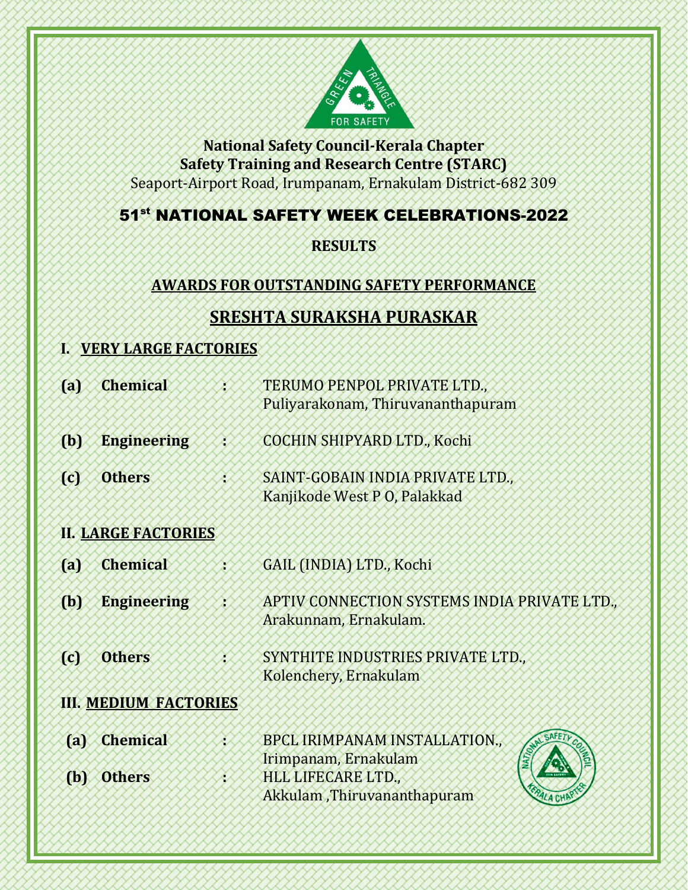**National Safety Council-Kerala Chapter**
**Safety Training and Research Centre (STARC)**
Seaport-Airport Road, Irumpanam, Ernakulam District-682 309

# 51st NATIONAL SAFETY WEEK CELEBRATIONS-2022

**RESULTS**

## AWARDS FOR OUTSTANDING SAFETY PERFORMANCE

## SRESHTA SURAKSHA PURASKAR

### I. VERY LARGE FACTORIES

**(a) Chemical** : TERUMO PENPOL PRIVATE LTD., Puliyarakonam, Thiruvananthapuram

**(b) Engineering** : COCHIN SHIPYARD LTD., Kochi

**(c) Others** : SAINT-GOBAIN INDIA PRIVATE LTD., Kanjikode West P O, Palakkad

### II. LARGE FACTORIES

**(a) Chemical** : GAIL (INDIA) LTD., Kochi

**(b) Engineering** : APTIV CONNECTION SYSTEMS INDIA PRIVATE LTD., Arakunnam, Ernakulam.

**(c) Others** : SYNTHITE INDUSTRIES PRIVATE LTD., Kolenchery, Ernakulam

### III. MEDIUM FACTORIES

**(a) Chemical** : BPCL IRIMPANAM INSTALLATION., Irimpanam, Ernakulam

**(b) Others** : HLL LIFECARE LTD., Akkulam ,Thiruvananthapuram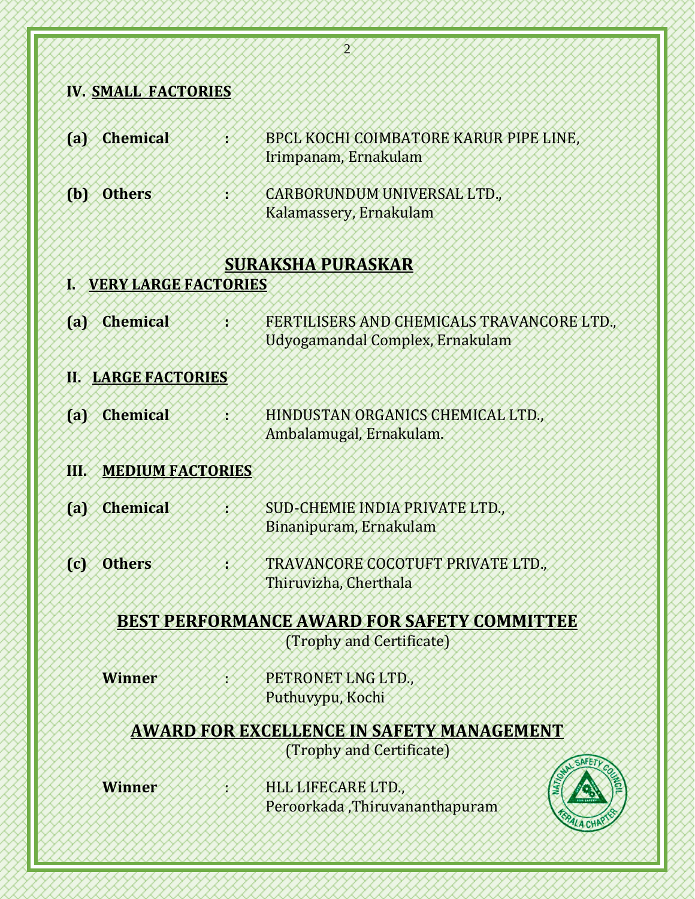### IV. SMALL FACTORIES

**(a) Chemical** : BPCL KOCHI COIMBATORE KARUR PIPE LINE,
Irimpanam, Ernakulam

**(b) Others** : CARBORUNDUM UNIVERSAL LTD.,
Kalamassery, Ernakulam

## SURAKSHA PURASKAR

### I. VERY LARGE FACTORIES

**(a) Chemical** : FERTILISERS AND CHEMICALS TRAVANCORE LTD.,
Udyogamandal Complex, Ernakulam

### II. LARGE FACTORIES

**(a) Chemical** : HINDUSTAN ORGANICS CHEMICAL LTD.,
Ambalamugal, Ernakulam.

### III. MEDIUM FACTORIES

**(a) Chemical** : SUD-CHEMIE INDIA PRIVATE LTD.,
Binanipuram, Ernakulam

**(c) Others** : TRAVANCORE COCOTUFT PRIVATE LTD.,
Thiruvizha, Cherthala

## BEST PERFORMANCE AWARD FOR SAFETY COMMITTEE

(Trophy and Certificate)

**Winner** : PETRONET LNG LTD.,
Puthuvypu, Kochi

## AWARD FOR EXCELLENCE IN SAFETY MANAGEMENT

(Trophy and Certificate)

**Winner** : HLL LIFECARE LTD.,
Peroorkada ,Thiruvananthapuram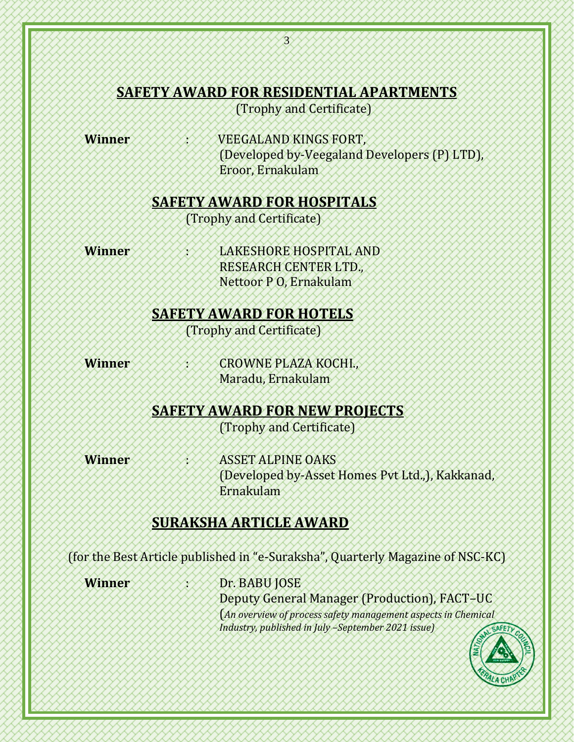## SAFETY AWARD FOR RESIDENTIAL APARTMENTS

(Trophy and Certificate)

**Winner** : VEEGALAND KINGS FORT,
(Developed by-Veegaland Developers (P) LTD),
Eroor, Ernakulam

## SAFETY AWARD FOR HOSPITALS

(Trophy and Certificate)

**Winner** : LAKESHORE HOSPITAL AND
RESEARCH CENTER LTD.,
Nettoor P O, Ernakulam

## SAFETY AWARD FOR HOTELS

(Trophy and Certificate)

**Winner** : CROWNE PLAZA KOCHI.,
Maradu, Ernakulam

## SAFETY AWARD FOR NEW PROJECTS

(Trophy and Certificate)

**Winner** : ASSET ALPINE OAKS
(Developed by-Asset Homes Pvt Ltd.,), Kakkanad,
Ernakulam

## SURAKSHA ARTICLE AWARD

(for the Best Article published in "e-Suraksha", Quarterly Magazine of NSC-KC)

**Winner** : Dr. BABU JOSE
Deputy General Manager (Production), FACT–UC
(*An overview of process safety management aspects in Chemical Industry, published in July –September 2021 issue)*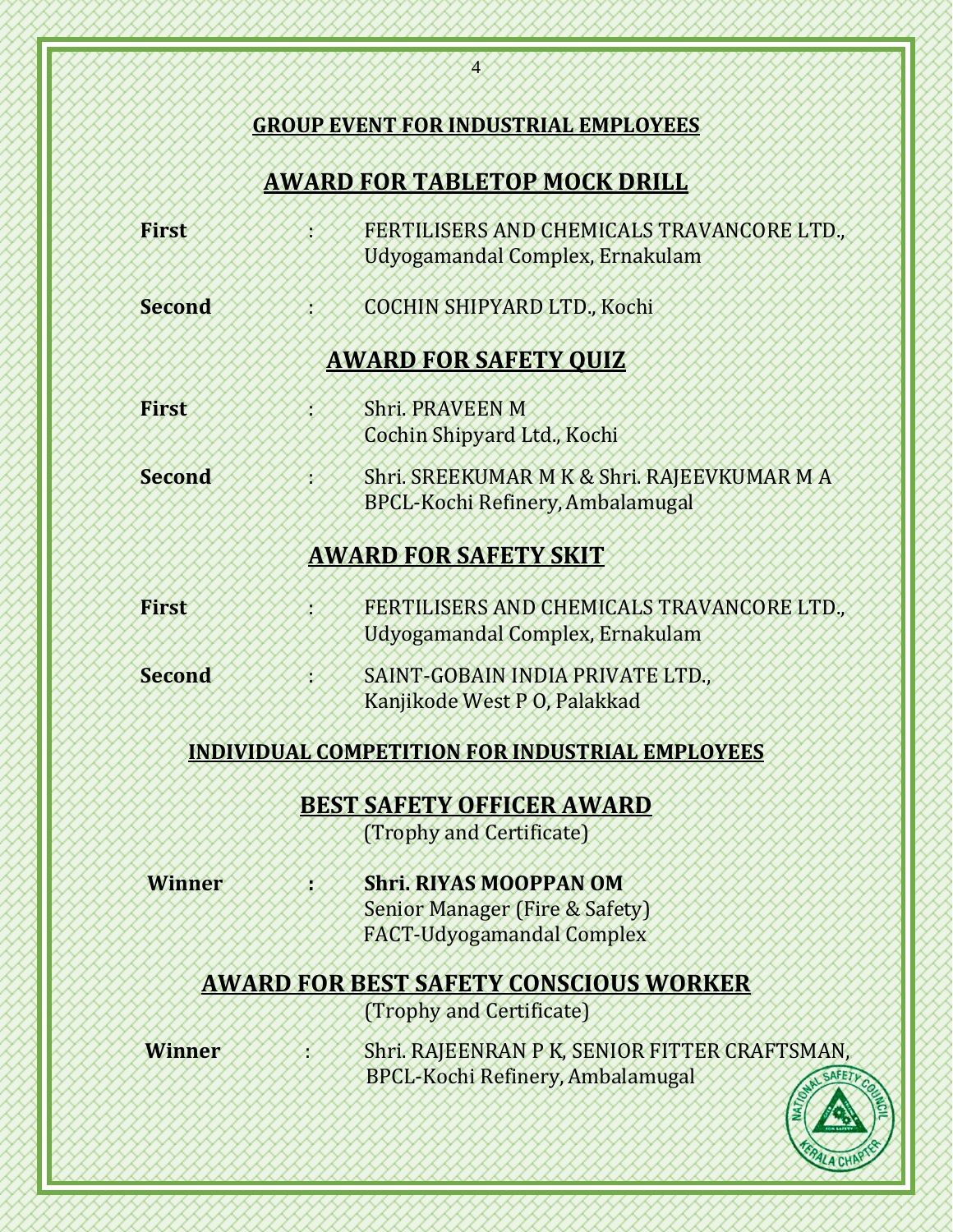## GROUP EVENT FOR INDUSTRIAL EMPLOYEES

### AWARD FOR TABLETOP MOCK DRILL

**First** : FERTILISERS AND CHEMICALS TRAVANCORE LTD., Udyogamandal Complex, Ernakulam

**Second** : COCHIN SHIPYARD LTD., Kochi

### AWARD FOR SAFETY QUIZ

**First** : Shri. PRAVEEN M
Cochin Shipyard Ltd., Kochi

**Second** : Shri. SREEKUMAR M K & Shri. RAJEEVKUMAR M A
BPCL-Kochi Refinery, Ambalamugal

### AWARD FOR SAFETY SKIT

**First** : FERTILISERS AND CHEMICALS TRAVANCORE LTD., Udyogamandal Complex, Ernakulam

**Second** : SAINT-GOBAIN INDIA PRIVATE LTD., Kanjikode West P O, Palakkad

## INDIVIDUAL COMPETITION FOR INDUSTRIAL EMPLOYEES

### BEST SAFETY OFFICER AWARD

(Trophy and Certificate)

**Winner** : **Shri. RIYAS MOOPPAN OM**
Senior Manager (Fire & Safety)
FACT-Udyogamandal Complex

### AWARD FOR BEST SAFETY CONSCIOUS WORKER

(Trophy and Certificate)

**Winner** : Shri. RAJEENRAN P K, SENIOR FITTER CRAFTSMAN,
BPCL-Kochi Refinery, Ambalamugal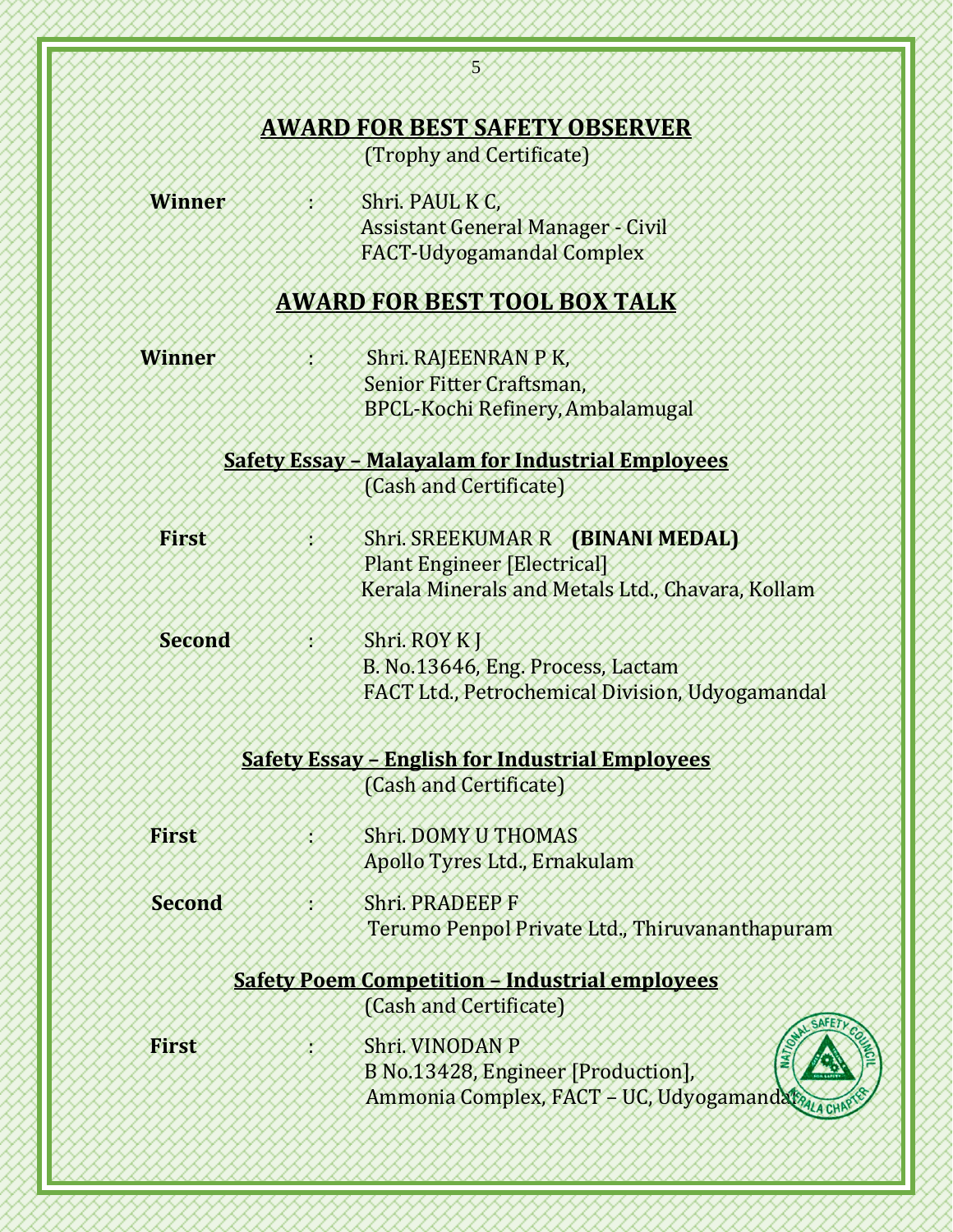## AWARD FOR BEST SAFETY OBSERVER

(Trophy and Certificate)

**Winner** : Shri. PAUL K C,
Assistant General Manager - Civil
FACT-Udyogamandal Complex

## AWARD FOR BEST TOOL BOX TALK

**Winner** : Shri. RAJEENRAN P K,
Senior Fitter Craftsman,
BPCL-Kochi Refinery, Ambalamugal

### Safety Essay – Malayalam for Industrial Employees

(Cash and Certificate)

**First** : Shri. SREEKUMAR R **(BINANI MEDAL)**
Plant Engineer [Electrical]
Kerala Minerals and Metals Ltd., Chavara, Kollam

**Second** : Shri. ROY K J
B. No.13646, Eng. Process, Lactam
FACT Ltd., Petrochemical Division, Udyogamandal

### Safety Essay – English for Industrial Employees

(Cash and Certificate)

**First** : Shri. DOMY U THOMAS
Apollo Tyres Ltd., Ernakulam

**Second** : Shri. PRADEEP F
Terumo Penpol Private Ltd., Thiruvananthapuram

### Safety Poem Competition – Industrial employees

(Cash and Certificate)

**First** : Shri. VINODAN P
B No.13428, Engineer [Production],
Ammonia Complex, FACT – UC, Udyogamandal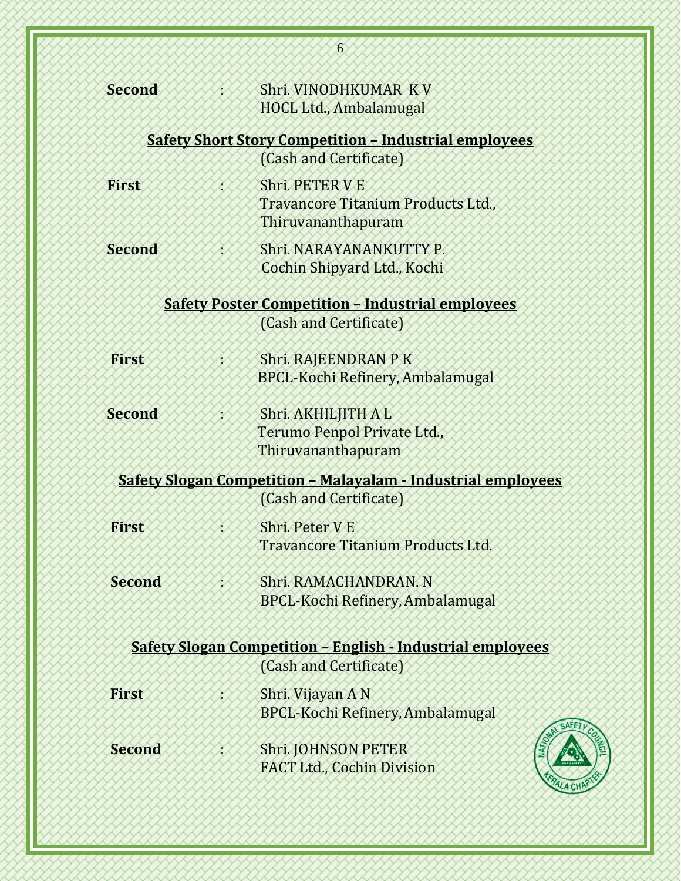**Second** : Shri. VINODHKUMAR K V
HOCL Ltd., Ambalamugal

**Safety Short Story Competition – Industrial employees**
(Cash and Certificate)

**First** : Shri. PETER V E
Travancore Titanium Products Ltd., Thiruvananthapuram

**Second** : Shri. NARAYANANKUTTY P.
Cochin Shipyard Ltd., Kochi

**Safety Poster Competition – Industrial employees**
(Cash and Certificate)

**First** : Shri. RAJEENDRAN P K
BPCL-Kochi Refinery, Ambalamugal

**Second** : Shri. AKHILJITH A L
Terumo Penpol Private Ltd., Thiruvananthapuram

**Safety Slogan Competition – Malayalam - Industrial employees**
(Cash and Certificate)

**First** : Shri. Peter V E
Travancore Titanium Products Ltd.

**Second** : Shri. RAMACHANDRAN. N
BPCL-Kochi Refinery, Ambalamugal

**Safety Slogan Competition – English - Industrial employees**
(Cash and Certificate)

**First** : Shri. Vijayan A N
BPCL-Kochi Refinery, Ambalamugal

**Second** : Shri. JOHNSON PETER
FACT Ltd., Cochin Division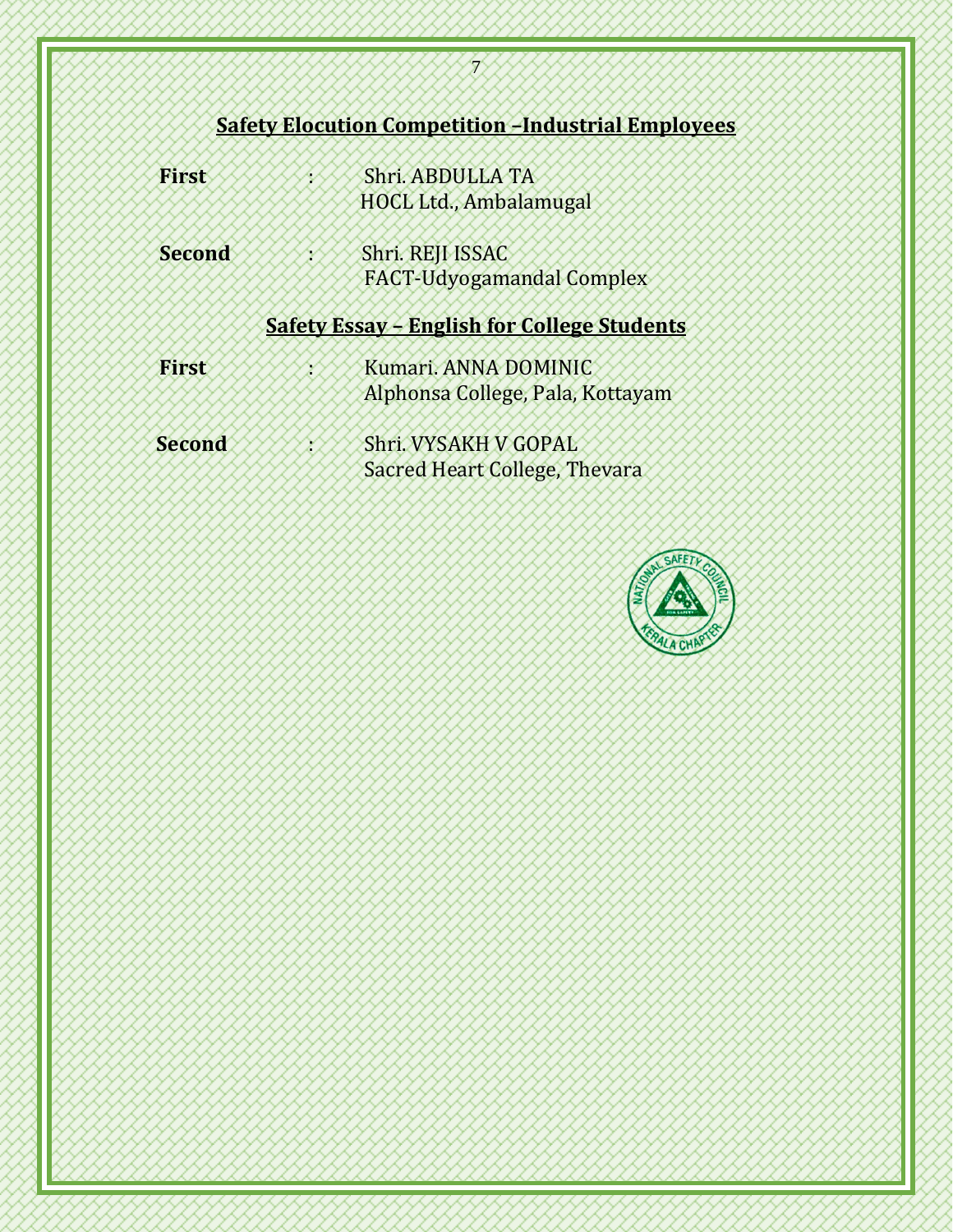## Safety Elocution Competition –Industrial Employees

| | | |
|---|---|---|
| **First** | : | Shri. ABDULLA TA<br>HOCL Ltd., Ambalamugal |
| **Second** | : | Shri. REJI ISSAC<br>FACT-Udyogamandal Complex |

## Safety Essay – English for College Students

| | | |
|---|---|---|
| **First** | : | Kumari. ANNA DOMINIC<br>Alphonsa College, Pala, Kottayam |
| **Second** | : | Shri. VYSAKH V GOPAL<br>Sacred Heart College, Thevara |